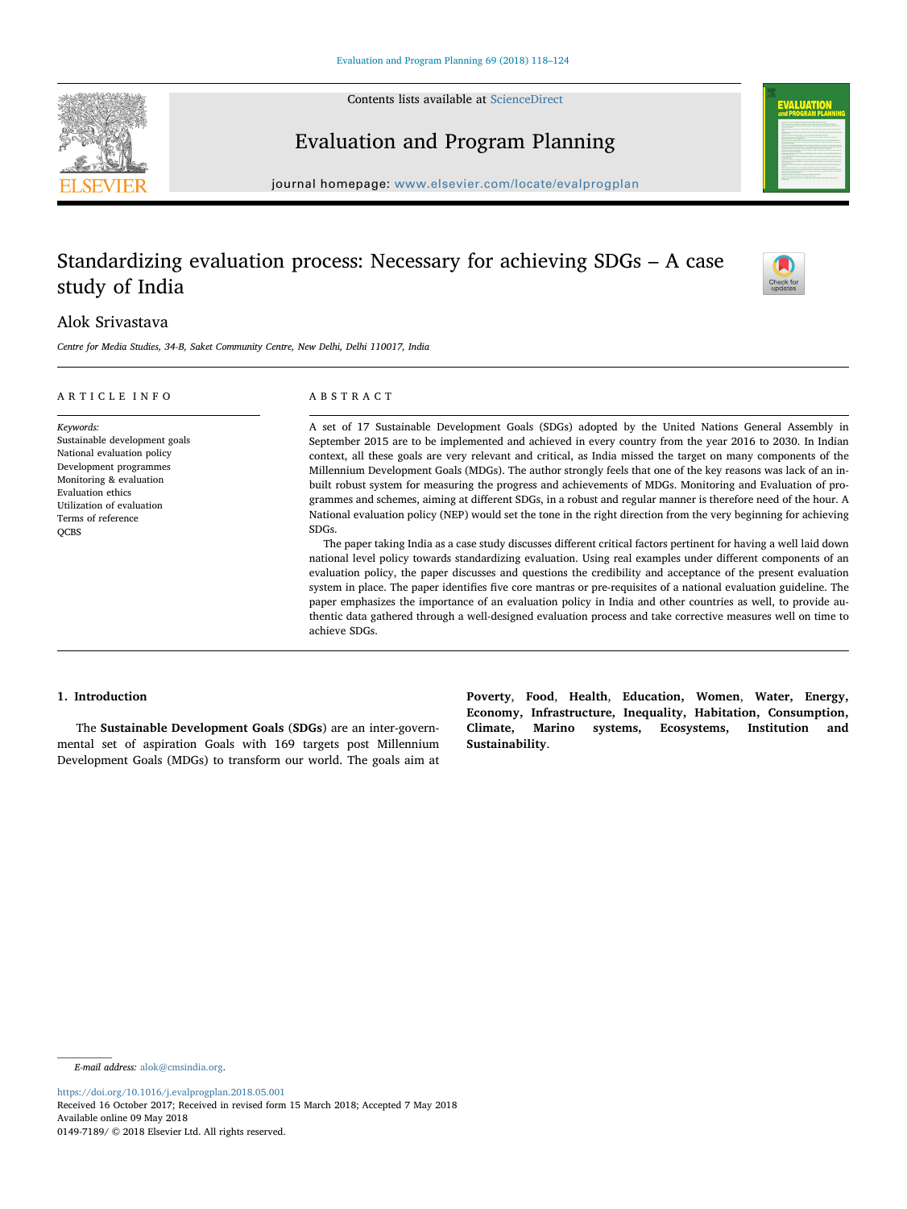# Standardizing evaluation process: Necessary for achieving SDGs – A case study of India

Alok Srivastava

*Centre for Media Studies, 34-B, Saket Community Centre, New Delhi, Delhi 110017, India*

## ARTICLE INFO

*Keywords:*
Sustainable development goals
National evaluation policy
Development programmes
Monitoring & evaluation
Evaluation ethics
Utilization of evaluation
Terms of reference
QCBS

## ABSTRACT

A set of 17 Sustainable Development Goals (SDGs) adopted by the United Nations General Assembly in September 2015 are to be implemented and achieved in every country from the year 2016 to 2030. In Indian context, all these goals are very relevant and critical, as India missed the target on many components of the Millennium Development Goals (MDGs). The author strongly feels that one of the key reasons was lack of an in-built robust system for measuring the progress and achievements of MDGs. Monitoring and Evaluation of programmes and schemes, aiming at different SDGs, in a robust and regular manner is therefore need of the hour. A National evaluation policy (NEP) would set the tone in the right direction from the very beginning for achieving SDGs.

The paper taking India as a case study discusses different critical factors pertinent for having a well laid down national level policy towards standardizing evaluation. Using real examples under different components of an evaluation policy, the paper discusses and questions the credibility and acceptance of the present evaluation system in place. The paper identifies five core mantras or pre-requisites of a national evaluation guideline. The paper emphasizes the importance of an evaluation policy in India and other countries as well, to provide authentic data gathered through a well-designed evaluation process and take corrective measures well on time to achieve SDGs.

## 1. Introduction

The **Sustainable Development Goals** (**SDGs**) are an inter-governmental set of aspiration Goals with 169 targets post Millennium Development Goals (MDGs) to transform our world. The goals aim at **Poverty**, **Food**, **Health**, **Education**, **Women**, **Water**, **Energy**, **Economy**, **Infrastructure**, **Inequality**, **Habitation**, **Consumption**, **Climate**, **Marino systems**, **Ecosystems**, **Institution and Sustainability**.

---

*E-mail address:* alok@cmsindia.org.

https://doi.org/10.1016/j.evalprogplan.2018.05.001
Received 16 October 2017; Received in revised form 15 March 2018; Accepted 7 May 2018
Available online 09 May 2018
0149-7189/ © 2018 Elsevier Ltd. All rights reserved.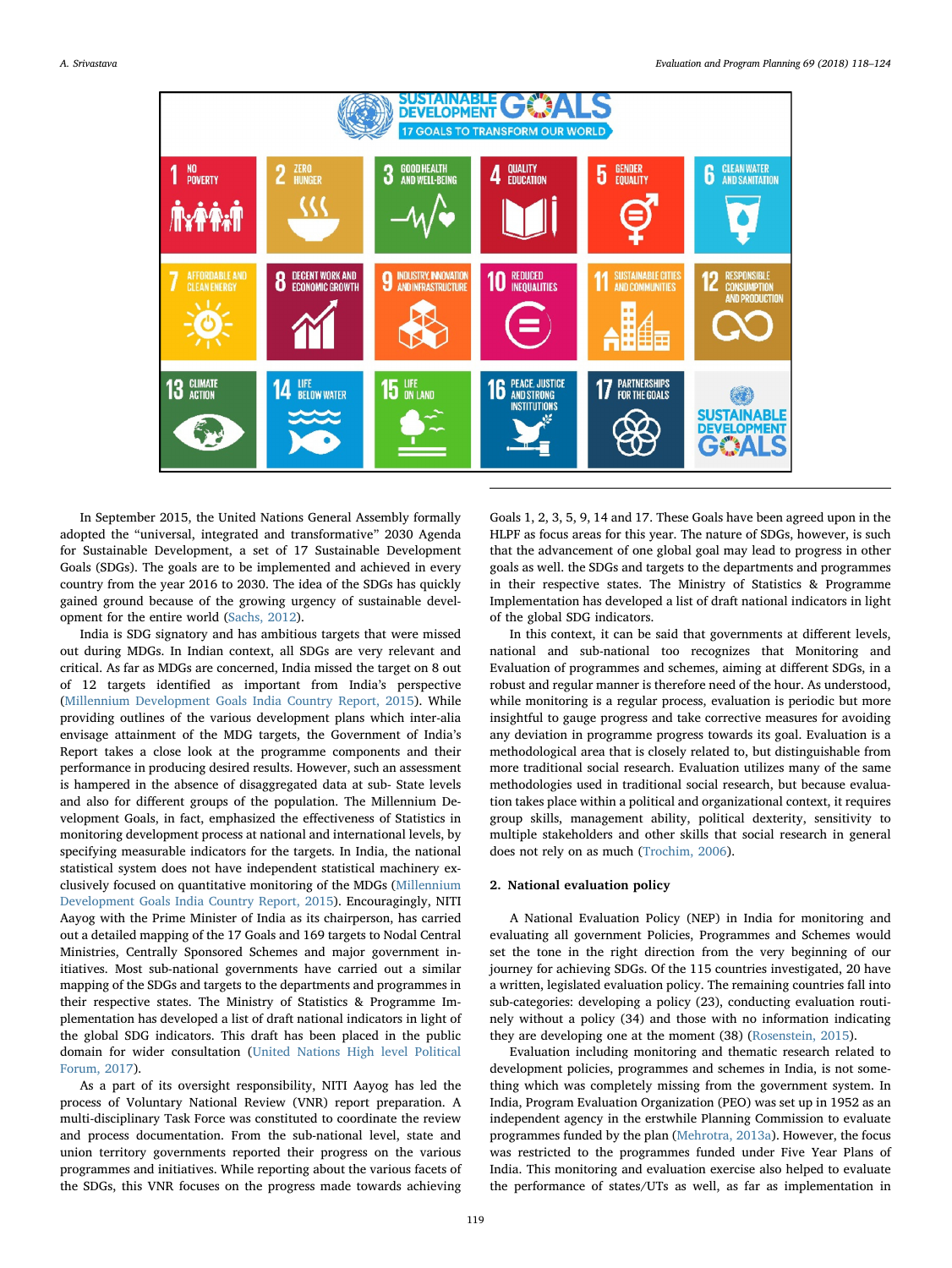In September 2015, the United Nations General Assembly formally adopted the "universal, integrated and transformative" 2030 Agenda for Sustainable Development, a set of 17 Sustainable Development Goals (SDGs). The goals are to be implemented and achieved in every country from the year 2016 to 2030. The idea of the SDGs has quickly gained ground because of the growing urgency of sustainable development for the entire world (Sachs, 2012).

India is SDG signatory and has ambitious targets that were missed out during MDGs. In Indian context, all SDGs are very relevant and critical. As far as MDGs are concerned, India missed the target on 8 out of 12 targets identified as important from India's perspective (Millennium Development Goals India Country Report, 2015). While providing outlines of the various development plans which inter-alia envisage attainment of the MDG targets, the Government of India's Report takes a close look at the programme components and their performance in producing desired results. However, such an assessment is hampered in the absence of disaggregated data at sub- State levels and also for different groups of the population. The Millennium Development Goals, in fact, emphasized the effectiveness of Statistics in monitoring development process at national and international levels, by specifying measurable indicators for the targets. In India, the national statistical system does not have independent statistical machinery exclusively focused on quantitative monitoring of the MDGs (Millennium Development Goals India Country Report, 2015). Encouragingly, NITI Aayog with the Prime Minister of India as its chairperson, has carried out a detailed mapping of the 17 Goals and 169 targets to Nodal Central Ministries, Centrally Sponsored Schemes and major government initiatives. Most sub-national governments have carried out a similar mapping of the SDGs and targets to the departments and programmes in their respective states. The Ministry of Statistics & Programme Implementation has developed a list of draft national indicators in light of the global SDG indicators. This draft has been placed in the public domain for wider consultation (United Nations High level Political Forum, 2017).

As a part of its oversight responsibility, NITI Aayog has led the process of Voluntary National Review (VNR) report preparation. A multi-disciplinary Task Force was constituted to coordinate the review and process documentation. From the sub-national level, state and union territory governments reported their progress on the various programmes and initiatives. While reporting about the various facets of the SDGs, this VNR focuses on the progress made towards achieving Goals 1, 2, 3, 5, 9, 14 and 17. These Goals have been agreed upon in the HLPF as focus areas for this year. The nature of SDGs, however, is such that the advancement of one global goal may lead to progress in other goals as well. the SDGs and targets to the departments and programmes in their respective states. The Ministry of Statistics & Programme Implementation has developed a list of draft national indicators in light of the global SDG indicators.

In this context, it can be said that governments at different levels, national and sub-national too recognizes that Monitoring and Evaluation of programmes and schemes, aiming at different SDGs, in a robust and regular manner is therefore need of the hour. As understood, while monitoring is a regular process, evaluation is periodic but more insightful to gauge progress and take corrective measures for avoiding any deviation in programme progress towards its goal. Evaluation is a methodological area that is closely related to, but distinguishable from more traditional social research. Evaluation utilizes many of the same methodologies used in traditional social research, but because evaluation takes place within a political and organizational context, it requires group skills, management ability, political dexterity, sensitivity to multiple stakeholders and other skills that social research in general does not rely on as much (Trochim, 2006).

## 2. National evaluation policy

A National Evaluation Policy (NEP) in India for monitoring and evaluating all government Policies, Programmes and Schemes would set the tone in the right direction from the very beginning of our journey for achieving SDGs. Of the 115 countries investigated, 20 have a written, legislated evaluation policy. The remaining countries fall into sub-categories: developing a policy (23), conducting evaluation routinely without a policy (34) and those with no information indicating they are developing one at the moment (38) (Rosenstein, 2015).

Evaluation including monitoring and thematic research related to development policies, programmes and schemes in India, is not something which was completely missing from the government system. In India, Program Evaluation Organization (PEO) was set up in 1952 as an independent agency in the erstwhile Planning Commission to evaluate programmes funded by the plan (Mehrotra, 2013a). However, the focus was restricted to the programmes funded under Five Year Plans of India. This monitoring and evaluation exercise also helped to evaluate the performance of states/UTs as well, as far as implementation in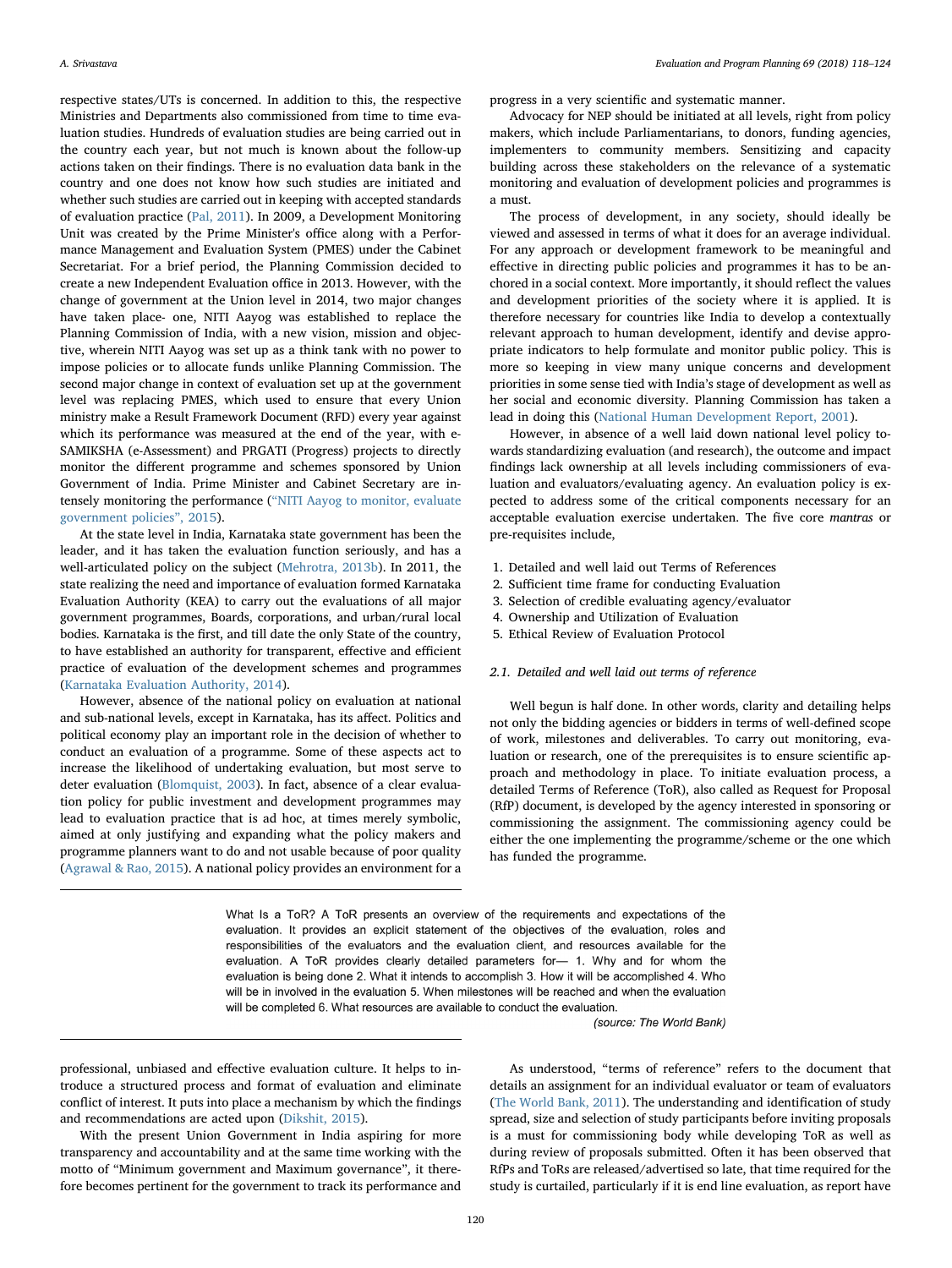respective states/UTs is concerned. In addition to this, the respective Ministries and Departments also commissioned from time to time evaluation studies. Hundreds of evaluation studies are being carried out in the country each year, but not much is known about the follow-up actions taken on their findings. There is no evaluation data bank in the country and one does not know how such studies are initiated and whether such studies are carried out in keeping with accepted standards of evaluation practice (Pal, 2011). In 2009, a Development Monitoring Unit was created by the Prime Minister's office along with a Performance Management and Evaluation System (PMES) under the Cabinet Secretariat. For a brief period, the Planning Commission decided to create a new Independent Evaluation office in 2013. However, with the change of government at the Union level in 2014, two major changes have taken place- one, NITI Aayog was established to replace the Planning Commission of India, with a new vision, mission and objective, wherein NITI Aayog was set up as a think tank with no power to impose policies or to allocate funds unlike Planning Commission. The second major change in context of evaluation set up at the government level was replacing PMES, which used to ensure that every Union ministry make a Result Framework Document (RFD) every year against which its performance was measured at the end of the year, with e-SAMIKSHA (e-Assessment) and PRGATI (Progress) projects to directly monitor the different programme and schemes sponsored by Union Government of India. Prime Minister and Cabinet Secretary are intensely monitoring the performance ("NITI Aayog to monitor, evaluate government policies", 2015).

At the state level in India, Karnataka state government has been the leader, and it has taken the evaluation function seriously, and has a well-articulated policy on the subject (Mehrotra, 2013b). In 2011, the state realizing the need and importance of evaluation formed Karnataka Evaluation Authority (KEA) to carry out the evaluations of all major government programmes, Boards, corporations, and urban/rural local bodies. Karnataka is the first, and till date the only State of the country, to have established an authority for transparent, effective and efficient practice of evaluation of the development schemes and programmes (Karnataka Evaluation Authority, 2014).

However, absence of the national policy on evaluation at national and sub-national levels, except in Karnataka, has its affect. Politics and political economy play an important role in the decision of whether to conduct an evaluation of a programme. Some of these aspects act to increase the likelihood of undertaking evaluation, but most serve to deter evaluation (Blomquist, 2003). In fact, absence of a clear evaluation policy for public investment and development programmes may lead to evaluation practice that is ad hoc, at times merely symbolic, aimed at only justifying and expanding what the policy makers and programme planners want to do and not usable because of poor quality (Agrawal & Rao, 2015). A national policy provides an environment for a professional, unbiased and effective evaluation culture. It helps to introduce a structured process and format of evaluation and eliminate conflict of interest. It puts into place a mechanism by which the findings and recommendations are acted upon (Dikshit, 2015).

With the present Union Government in India aspiring for more transparency and accountability and at the same time working with the motto of "Minimum government and Maximum governance", it therefore becomes pertinent for the government to track its performance and progress in a very scientific and systematic manner.

Advocacy for NEP should be initiated at all levels, right from policy makers, which include Parliamentarians, to donors, funding agencies, implementers to community members. Sensitizing and capacity building across these stakeholders on the relevance of a systematic monitoring and evaluation of development policies and programmes is a must.

The process of development, in any society, should ideally be viewed and assessed in terms of what it does for an average individual. For any approach or development framework to be meaningful and effective in directing public policies and programmes it has to be anchored in a social context. More importantly, it should reflect the values and development priorities of the society where it is applied. It is therefore necessary for countries like India to develop a contextually relevant approach to human development, identify and devise appropriate indicators to help formulate and monitor public policy. This is more so keeping in view many unique concerns and development priorities in some sense tied with India's stage of development as well as her social and economic diversity. Planning Commission has taken a lead in doing this (National Human Development Report, 2001).

However, in absence of a well laid down national level policy towards standardizing evaluation (and research), the outcome and impact findings lack ownership at all levels including commissioners of evaluation and evaluators/evaluating agency. An evaluation policy is expected to address some of the critical components necessary for an acceptable evaluation exercise undertaken. The five core *mantras* or pre-requisites include,

1. Detailed and well laid out Terms of References
2. Sufficient time frame for conducting Evaluation
3. Selection of credible evaluating agency/evaluator
4. Ownership and Utilization of Evaluation
5. Ethical Review of Evaluation Protocol

### 2.1. Detailed and well laid out terms of reference

Well begun is half done. In other words, clarity and detailing helps not only the bidding agencies or bidders in terms of well-defined scope of work, milestones and deliverables. To carry out monitoring, evaluation or research, one of the prerequisites is to ensure scientific approach and methodology in place. To initiate evaluation process, a detailed Terms of Reference (ToR), also called as Request for Proposal (RfP) document, is developed by the agency interested in sponsoring or commissioning the assignment. The commissioning agency could be either the one implementing the programme/scheme or the one which has funded the programme.

> What Is a ToR? A ToR presents an overview of the requirements and expectations of the evaluation. It provides an explicit statement of the objectives of the evaluation, roles and responsibilities of the evaluators and the evaluation client, and resources available for the evaluation. A ToR provides clearly detailed parameters for— 1. Why and for whom the evaluation is being done 2. What it intends to accomplish 3. How it will be accomplished 4. Who will be in involved in the evaluation 5. When milestones will be reached and when the evaluation will be completed 6. What resources are available to conduct the evaluation.
>
> *(source: The World Bank)*

As understood, "terms of reference" refers to the document that details an assignment for an individual evaluator or team of evaluators (The World Bank, 2011). The understanding and identification of study spread, size and selection of study participants before inviting proposals is a must for commissioning body while developing ToR as well as during review of proposals submitted. Often it has been observed that RfPs and ToRs are released/advertised so late, that time required for the study is curtailed, particularly if it is end line evaluation, as report have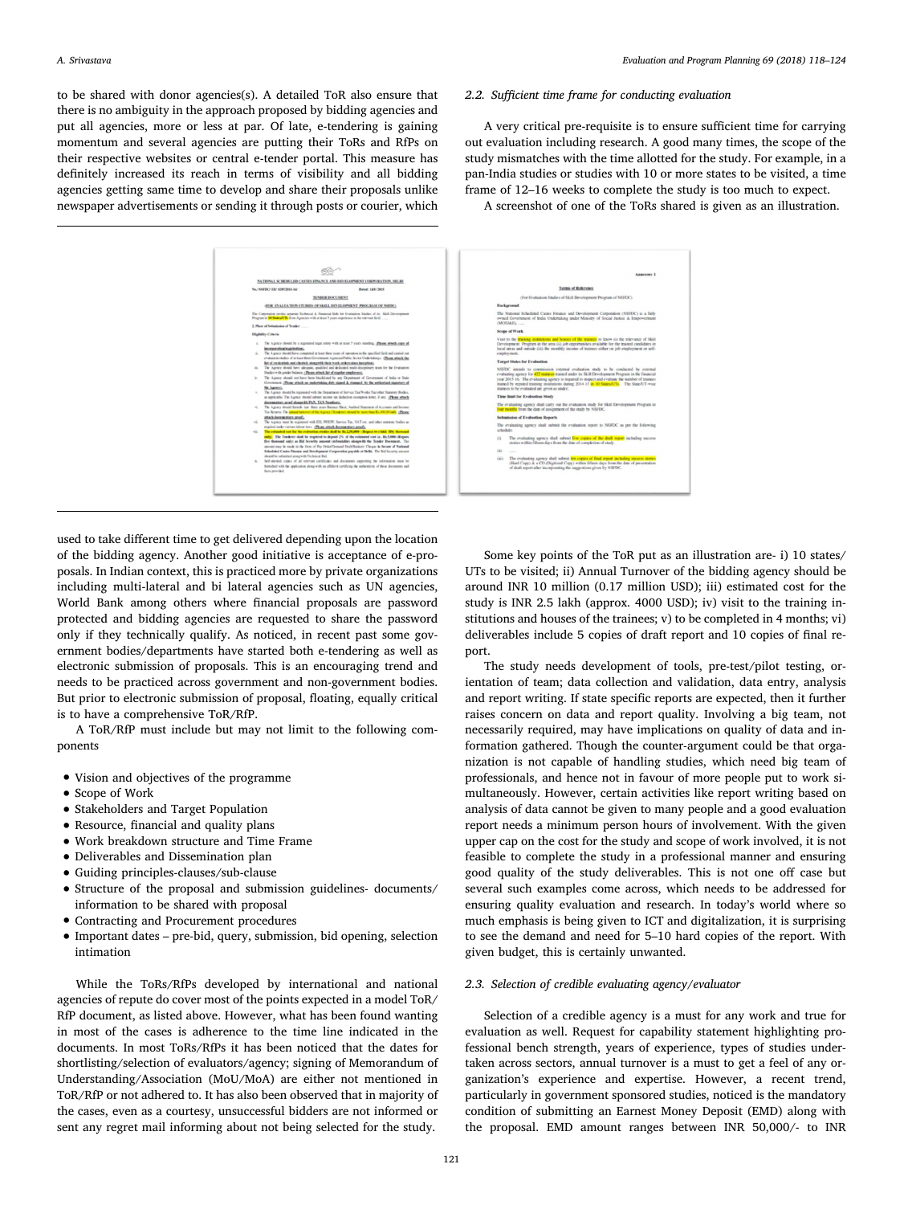to be shared with donor agencies(s). A detailed ToR also ensure that there is no ambiguity in the approach proposed by bidding agencies and put all agencies, more or less at par. Of late, e-tendering is gaining momentum and several agencies are putting their ToRs and RfPs on their respective websites or central e-tender portal. This measure has definitely increased its reach in terms of visibility and all bidding agencies getting same time to develop and share their proposals unlike newspaper advertisements or sending it through posts or courier, which used to take different time to get delivered depending upon the location of the bidding agency. Another good initiative is acceptance of e-proposals. In Indian context, this is practiced more by private organizations including multi-lateral and bi lateral agencies such as UN agencies, World Bank among others where financial proposals are password protected and bidding agencies are requested to share the password only if they technically qualify. As noticed, in recent past some government bodies/departments have started both e-tendering as well as electronic submission of proposals. This is an encouraging trend and needs to be practiced across government and non-government bodies. But prior to electronic submission of proposal, floating, equally critical is to have a comprehensive ToR/RfP.

A ToR/RfP must include but may not limit to the following components

- Vision and objectives of the programme
- Scope of Work
- Stakeholders and Target Population
- Resource, financial and quality plans
- Work breakdown structure and Time Frame
- Deliverables and Dissemination plan
- Guiding principles-clauses/sub-clause
- Structure of the proposal and submission guidelines- documents/information to be shared with proposal
- Contracting and Procurement procedures
- Important dates – pre-bid, query, submission, bid opening, selection intimation

While the ToRs/RfPs developed by international and national agencies of repute do cover most of the points expected in a model ToR/RfP document, as listed above. However, what has been found wanting in most of the cases is adherence to the time line indicated in the documents. In most ToRs/RfPs it has been noticed that the dates for shortlisting/selection of evaluators/agency; signing of Memorandum of Understanding/Association (MoU/MoA) are either not mentioned in ToR/RfP or not adhered to. It has also been observed that in majority of the cases, even as a courtesy, unsuccessful bidders are not informed or sent any regret mail informing about not being selected for the study.

### 2.2. Sufficient time frame for conducting evaluation

A very critical pre-requisite is to ensure sufficient time for carrying out evaluation including research. A good many times, the scope of the study mismatches with the time allotted for the study. For example, in a pan-India studies or studies with 10 or more states to be visited, a time frame of 12–16 weeks to complete the study is too much to expect.

A screenshot of one of the ToRs shared is given as an illustration.

Some key points of the ToR put as an illustration are- i) 10 states/UTs to be visited; ii) Annual Turnover of the bidding agency should be around INR 10 million (0.17 million USD); iii) estimated cost for the study is INR 2.5 lakh (approx. 4000 USD); iv) visit to the training institutions and houses of the trainees; v) to be completed in 4 months; vi) deliverables include 5 copies of draft report and 10 copies of final report.

The study needs development of tools, pre-test/pilot testing, orientation of team; data collection and validation, data entry, analysis and report writing. If state specific reports are expected, then it further raises concern on data and report quality. Involving a big team, not necessarily required, may have implications on quality of data and information gathered. Though the counter-argument could be that organization is not capable of handling studies, which need big team of professionals, and hence not in favour of more people put to work simultaneously. However, certain activities like report writing based on analysis of data cannot be given to many people and a good evaluation report needs a minimum person hours of involvement. With the given upper cap on the cost for the study and scope of work involved, it is not feasible to complete the study in a professional manner and ensuring good quality of the study deliverables. This is not one off case but several such examples come across, which needs to be addressed for ensuring quality evaluation and research. In today's world where so much emphasis is being given to ICT and digitalization, it is surprising to see the demand and need for 5–10 hard copies of the report. With given budget, this is certainly unwanted.

### 2.3. Selection of credible evaluating agency/evaluator

Selection of a credible agency is a must for any work and true for evaluation as well. Request for capability statement highlighting professional bench strength, years of experience, types of studies undertaken across sectors, annual turnover is a must to get a feel of any organization's experience and expertise. However, a recent trend, particularly in government sponsored studies, noticed is the mandatory condition of submitting an Earnest Money Deposit (EMD) along with the proposal. EMD amount ranges between INR 50,000/- to INR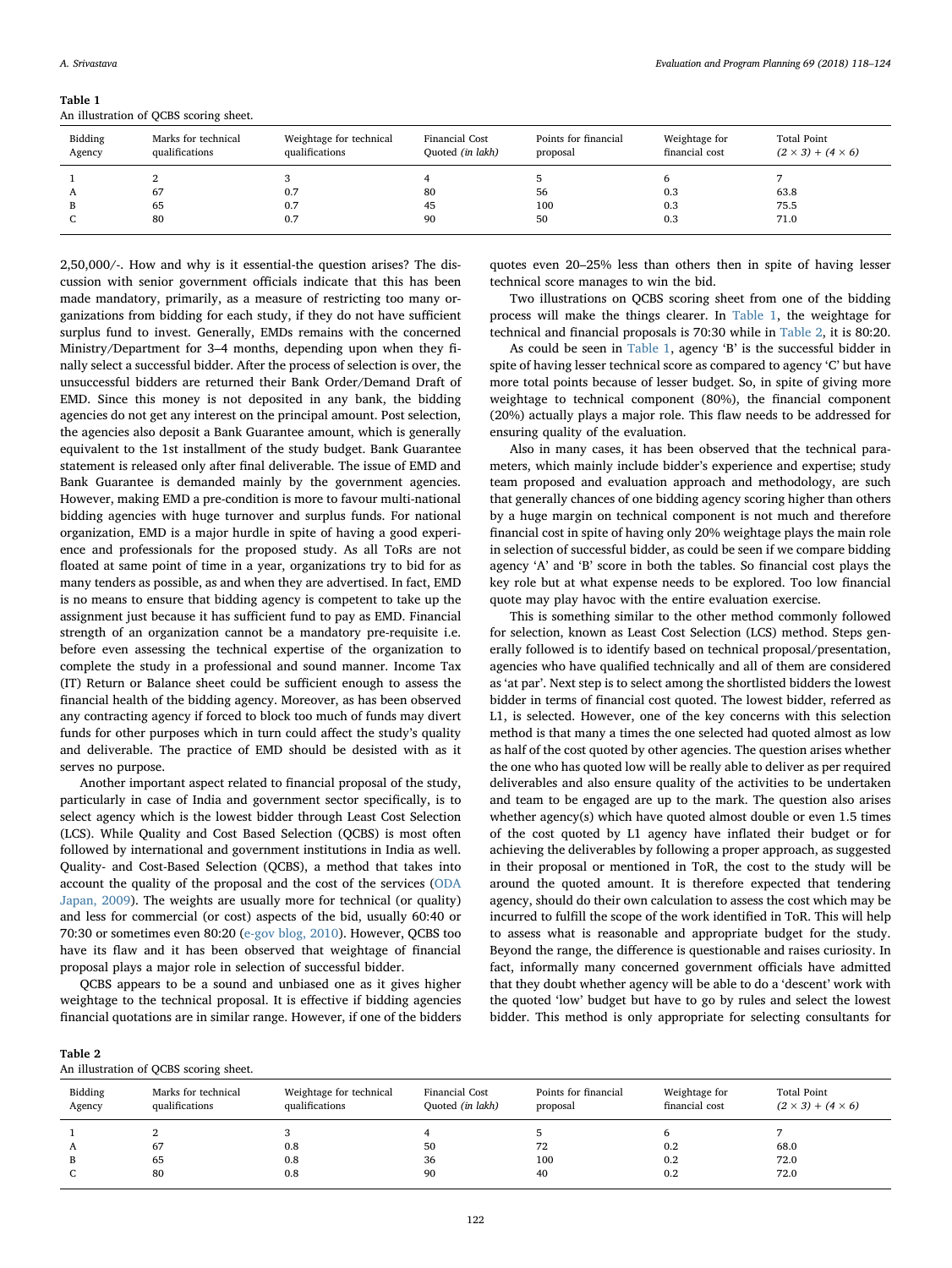Table 1
An illustration of QCBS scoring sheet.

| Bidding Agency | Marks for technical qualifications | Weightage for technical qualifications | Financial Cost Quoted *(in lakh)* | Points for financial proposal | Weightage for financial cost | Total Point $(2 \times 3) + (4 \times 6)$ |
|---|---|---|---|---|---|---|
| 1 | 2 | 3 | 4 | 5 | 6 | 7 |
| A | 67 | 0.7 | 80 | 56 | 0.3 | 63.8 |
| B | 65 | 0.7 | 45 | 100 | 0.3 | 75.5 |
| C | 80 | 0.7 | 90 | 50 | 0.3 | 71.0 |

2,50,000/-. How and why is it essential-the question arises? The discussion with senior government officials indicate that this has been made mandatory, primarily, as a measure of restricting too many organizations from bidding for each study, if they do not have sufficient surplus fund to invest. Generally, EMDs remains with the concerned Ministry/Department for 3–4 months, depending upon when they finally select a successful bidder. After the process of selection is over, the unsuccessful bidders are returned their Bank Order/Demand Draft of EMD. Since this money is not deposited in any bank, the bidding agencies do not get any interest on the principal amount. Post selection, the agencies also deposit a Bank Guarantee amount, which is generally equivalent to the 1st installment of the study budget. Bank Guarantee statement is released only after final deliverable. The issue of EMD and Bank Guarantee is demanded mainly by the government agencies. However, making EMD a pre-condition is more to favour multi-national bidding agencies with huge turnover and surplus funds. For national organization, EMD is a major hurdle in spite of having a good experience and professionals for the proposed study. As all ToRs are not floated at same point of time in a year, organizations try to bid for as many tenders as possible, as and when they are advertised. In fact, EMD is no means to ensure that bidding agency is competent to take up the assignment just because it has sufficient fund to pay as EMD. Financial strength of an organization cannot be a mandatory pre-requisite i.e. before even assessing the technical expertise of the organization to complete the study in a professional and sound manner. Income Tax (IT) Return or Balance sheet could be sufficient enough to assess the financial health of the bidding agency. Moreover, as has been observed any contracting agency if forced to block too much of funds may divert funds for other purposes which in turn could affect the study's quality and deliverable. The practice of EMD should be desisted with as it serves no purpose.

Another important aspect related to financial proposal of the study, particularly in case of India and government sector specifically, is to select agency which is the lowest bidder through Least Cost Selection (LCS). While Quality and Cost Based Selection (QCBS) is most often followed by international and government institutions in India as well. Quality- and Cost-Based Selection (QCBS), a method that takes into account the quality of the proposal and the cost of the services (ODA Japan, 2009). The weights are usually more for technical (or quality) and less for commercial (or cost) aspects of the bid, usually 60:40 or 70:30 or sometimes even 80:20 (e-gov blog, 2010). However, QCBS too have its flaw and it has been observed that weightage of financial proposal plays a major role in selection of successful bidder.

QCBS appears to be a sound and unbiased one as it gives higher weightage to the technical proposal. It is effective if bidding agencies financial quotations are in similar range. However, if one of the bidders quotes even 20–25% less than others then in spite of having lesser technical score manages to win the bid.

Two illustrations on QCBS scoring sheet from one of the bidding process will make the things clearer. In Table 1, the weightage for technical and financial proposals is 70:30 while in Table 2, it is 80:20.

As could be seen in Table 1, agency 'B' is the successful bidder in spite of having lesser technical score as compared to agency 'C' but have more total points because of lesser budget. So, in spite of giving more weightage to technical component (80%), the financial component (20%) actually plays a major role. This flaw needs to be addressed for ensuring quality of the evaluation.

Also in many cases, it has been observed that the technical parameters, which mainly include bidder's experience and expertise; study team proposed and evaluation approach and methodology, are such that generally chances of one bidding agency scoring higher than others by a huge margin on technical component is not much and therefore financial cost in spite of having only 20% weightage plays the main role in selection of successful bidder, as could be seen if we compare bidding agency 'A' and 'B' score in both the tables. So financial cost plays the key role but at what expense needs to be explored. Too low financial quote may play havoc with the entire evaluation exercise.

This is something similar to the other method commonly followed for selection, known as Least Cost Selection (LCS) method. Steps generally followed is to identify based on technical proposal/presentation, agencies who have qualified technically and all of them are considered as 'at par'. Next step is to select among the shortlisted bidders the lowest bidder in terms of financial cost quoted. The lowest bidder, referred as L1, is selected. However, one of the key concerns with this selection method is that many a times the one selected had quoted almost as low as half of the cost quoted by other agencies. The question arises whether the one who has quoted low will be really able to deliver as per required deliverables and also ensure quality of the activities to be undertaken and team to be engaged are up to the mark. The question also arises whether agency(s) which have quoted almost double or even 1.5 times of the cost quoted by L1 agency have inflated their budget or for achieving the deliverables by following a proper approach, as suggested in their proposal or mentioned in ToR, the cost to the study will be around the quoted amount. It is therefore expected that tendering agency, should do their own calculation to assess the cost which may be incurred to fulfill the scope of the work identified in ToR. This will help to assess what is reasonable and appropriate budget for the study. Beyond the range, the difference is questionable and raises curiosity. In fact, informally many concerned government officials have admitted that they doubt whether agency will be able to do a 'descent' work with the quoted 'low' budget but have to go by rules and select the lowest bidder. This method is only appropriate for selecting consultants for

Table 2
An illustration of QCBS scoring sheet.

| Bidding Agency | Marks for technical qualifications | Weightage for technical qualifications | Financial Cost Quoted *(in lakh)* | Points for financial proposal | Weightage for financial cost | Total Point $(2 \times 3) + (4 \times 6)$ |
|---|---|---|---|---|---|---|
| 1 | 2 | 3 | 4 | 5 | 6 | 7 |
| A | 67 | 0.8 | 50 | 72 | 0.2 | 68.0 |
| B | 65 | 0.8 | 36 | 100 | 0.2 | 72.0 |
| C | 80 | 0.8 | 90 | 40 | 0.2 | 72.0 |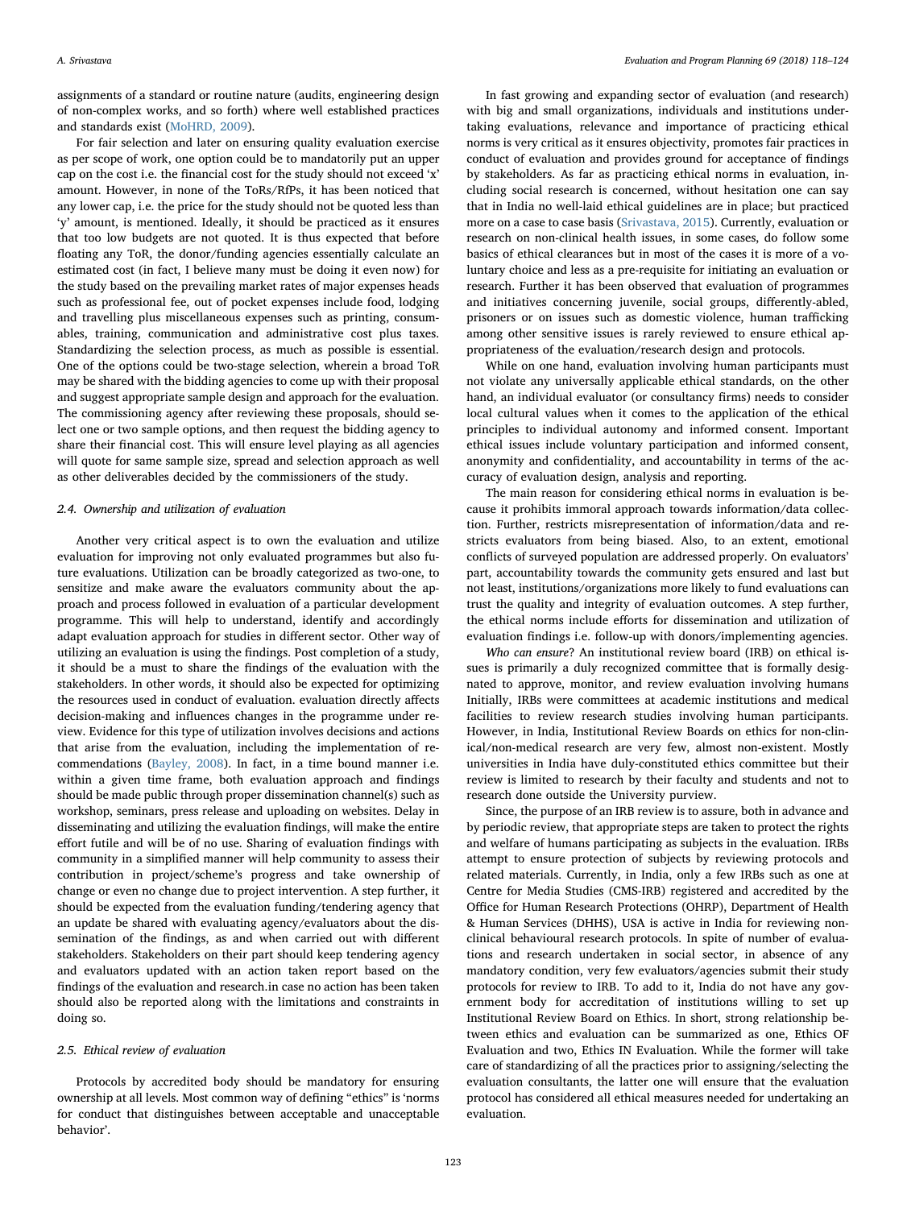assignments of a standard or routine nature (audits, engineering design of non-complex works, and so forth) where well established practices and standards exist (MoHRD, 2009).

For fair selection and later on ensuring quality evaluation exercise as per scope of work, one option could be to mandatorily put an upper cap on the cost i.e. the financial cost for the study should not exceed 'x' amount. However, in none of the ToRs/RfPs, it has been noticed that any lower cap, i.e. the price for the study should not be quoted less than 'y' amount, is mentioned. Ideally, it should be practiced as it ensures that too low budgets are not quoted. It is thus expected that before floating any ToR, the donor/funding agencies essentially calculate an estimated cost (in fact, I believe many must be doing it even now) for the study based on the prevailing market rates of major expenses heads such as professional fee, out of pocket expenses include food, lodging and travelling plus miscellaneous expenses such as printing, consumables, training, communication and administrative cost plus taxes. Standardizing the selection process, as much as possible is essential. One of the options could be two-stage selection, wherein a broad ToR may be shared with the bidding agencies to come up with their proposal and suggest appropriate sample design and approach for the evaluation. The commissioning agency after reviewing these proposals, should select one or two sample options, and then request the bidding agency to share their financial cost. This will ensure level playing as all agencies will quote for same sample size, spread and selection approach as well as other deliverables decided by the commissioners of the study.

### 2.4. Ownership and utilization of evaluation

Another very critical aspect is to own the evaluation and utilize evaluation for improving not only evaluated programmes but also future evaluations. Utilization can be broadly categorized as two-one, to sensitize and make aware the evaluators community about the approach and process followed in evaluation of a particular development programme. This will help to understand, identify and accordingly adapt evaluation approach for studies in different sector. Other way of utilizing an evaluation is using the findings. Post completion of a study, it should be a must to share the findings of the evaluation with the stakeholders. In other words, it should also be expected for optimizing the resources used in conduct of evaluation. evaluation directly affects decision-making and influences changes in the programme under review. Evidence for this type of utilization involves decisions and actions that arise from the evaluation, including the implementation of recommendations (Bayley, 2008). In fact, in a time bound manner i.e. within a given time frame, both evaluation approach and findings should be made public through proper dissemination channel(s) such as workshop, seminars, press release and uploading on websites. Delay in disseminating and utilizing the evaluation findings, will make the entire effort futile and will be of no use. Sharing of evaluation findings with community in a simplified manner will help community to assess their contribution in project/scheme's progress and take ownership of change or even no change due to project intervention. A step further, it should be expected from the evaluation funding/tendering agency that an update be shared with evaluating agency/evaluators about the dissemination of the findings, as and when carried out with different stakeholders. Stakeholders on their part should keep tendering agency and evaluators updated with an action taken report based on the findings of the evaluation and research.in case no action has been taken should also be reported along with the limitations and constraints in doing so.

### 2.5. Ethical review of evaluation

Protocols by accredited body should be mandatory for ensuring ownership at all levels. Most common way of defining "ethics" is 'norms for conduct that distinguishes between acceptable and unacceptable behavior'.

In fast growing and expanding sector of evaluation (and research) with big and small organizations, individuals and institutions undertaking evaluations, relevance and importance of practicing ethical norms is very critical as it ensures objectivity, promotes fair practices in conduct of evaluation and provides ground for acceptance of findings by stakeholders. As far as practicing ethical norms in evaluation, including social research is concerned, without hesitation one can say that in India no well-laid ethical guidelines are in place; but practiced more on a case to case basis (Srivastava, 2015). Currently, evaluation or research on non-clinical health issues, in some cases, do follow some basics of ethical clearances but in most of the cases it is more of a voluntary choice and less as a pre-requisite for initiating an evaluation or research. Further it has been observed that evaluation of programmes and initiatives concerning juvenile, social groups, differently-abled, prisoners or on issues such as domestic violence, human trafficking among other sensitive issues is rarely reviewed to ensure ethical appropriateness of the evaluation/research design and protocols.

While on one hand, evaluation involving human participants must not violate any universally applicable ethical standards, on the other hand, an individual evaluator (or consultancy firms) needs to consider local cultural values when it comes to the application of the ethical principles to individual autonomy and informed consent. Important ethical issues include voluntary participation and informed consent, anonymity and confidentiality, and accountability in terms of the accuracy of evaluation design, analysis and reporting.

The main reason for considering ethical norms in evaluation is because it prohibits immoral approach towards information/data collection. Further, restricts misrepresentation of information/data and restricts evaluators from being biased. Also, to an extent, emotional conflicts of surveyed population are addressed properly. On evaluators' part, accountability towards the community gets ensured and last but not least, institutions/organizations more likely to fund evaluations can trust the quality and integrity of evaluation outcomes. A step further, the ethical norms include efforts for dissemination and utilization of evaluation findings i.e. follow-up with donors/implementing agencies.

*Who can ensure*? An institutional review board (IRB) on ethical issues is primarily a duly recognized committee that is formally designated to approve, monitor, and review evaluation involving humans Initially, IRBs were committees at academic institutions and medical facilities to review research studies involving human participants. However, in India, Institutional Review Boards on ethics for non-clinical/non-medical research are very few, almost non-existent. Mostly universities in India have duly-constituted ethics committee but their review is limited to research by their faculty and students and not to research done outside the University purview.

Since, the purpose of an IRB review is to assure, both in advance and by periodic review, that appropriate steps are taken to protect the rights and welfare of humans participating as subjects in the evaluation. IRBs attempt to ensure protection of subjects by reviewing protocols and related materials. Currently, in India, only a few IRBs such as one at Centre for Media Studies (CMS-IRB) registered and accredited by the Office for Human Research Protections (OHRP), Department of Health & Human Services (DHHS), USA is active in India for reviewing non-clinical behavioural research protocols. In spite of number of evaluations and research undertaken in social sector, in absence of any mandatory condition, very few evaluators/agencies submit their study protocols for review to IRB. To add to it, India do not have any government body for accreditation of institutions willing to set up Institutional Review Board on Ethics. In short, strong relationship between ethics and evaluation can be summarized as one, Ethics OF Evaluation and two, Ethics IN Evaluation. While the former will take care of standardizing of all the practices prior to assigning/selecting the evaluation consultants, the latter one will ensure that the evaluation protocol has considered all ethical measures needed for undertaking an evaluation.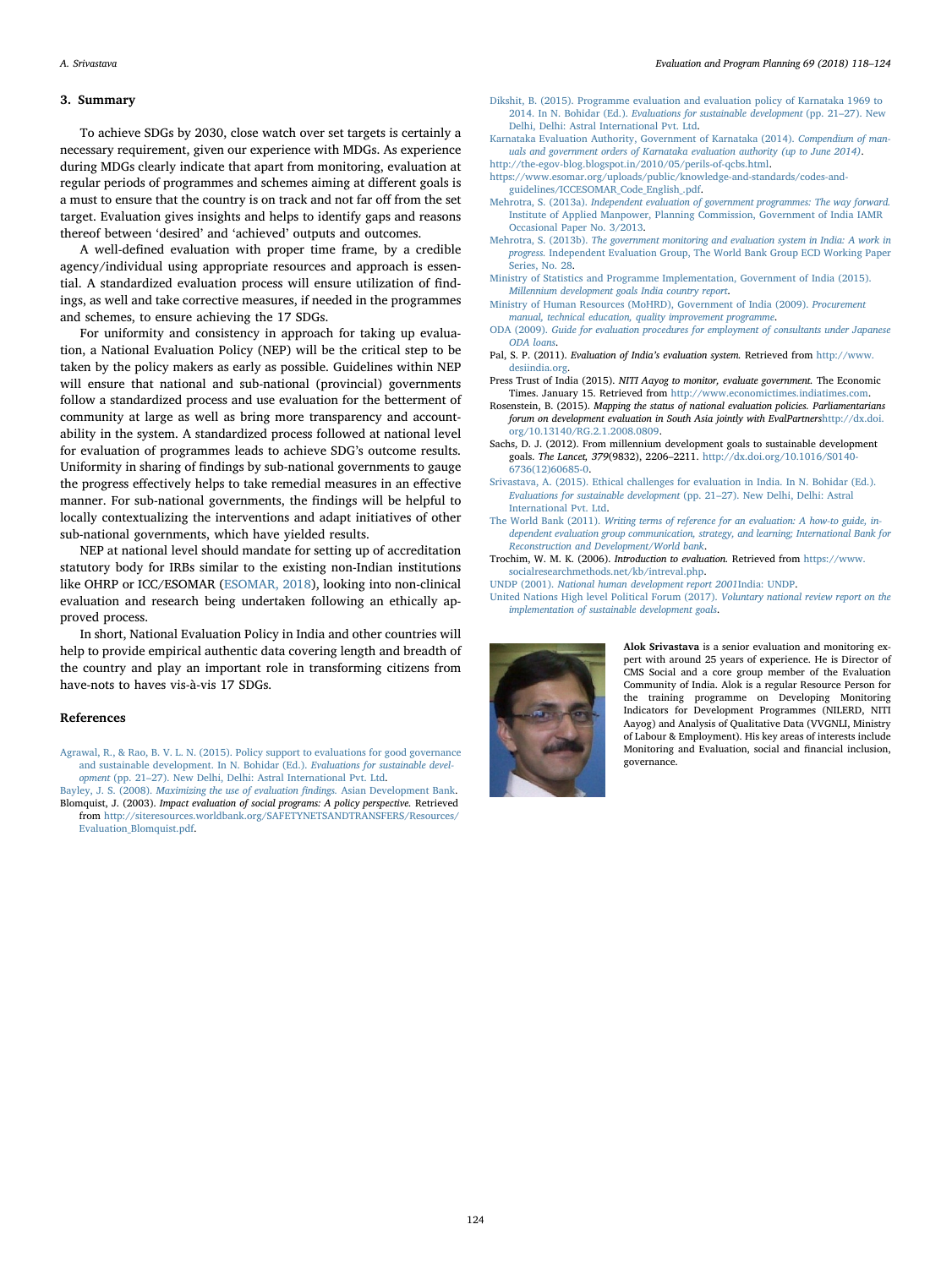## 3. Summary

To achieve SDGs by 2030, close watch over set targets is certainly a necessary requirement, given our experience with MDGs. As experience during MDGs clearly indicate that apart from monitoring, evaluation at regular periods of programmes and schemes aiming at different goals is a must to ensure that the country is on track and not far off from the set target. Evaluation gives insights and helps to identify gaps and reasons thereof between 'desired' and 'achieved' outputs and outcomes.

A well-defined evaluation with proper time frame, by a credible agency/individual using appropriate resources and approach is essential. A standardized evaluation process will ensure utilization of findings, as well and take corrective measures, if needed in the programmes and schemes, to ensure achieving the 17 SDGs.

For uniformity and consistency in approach for taking up evaluation, a National Evaluation Policy (NEP) will be the critical step to be taken by the policy makers as early as possible. Guidelines within NEP will ensure that national and sub-national (provincial) governments follow a standardized process and use evaluation for the betterment of community at large as well as bring more transparency and accountability in the system. A standardized process followed at national level for evaluation of programmes leads to achieve SDG's outcome results. Uniformity in sharing of findings by sub-national governments to gauge the progress effectively helps to take remedial measures in an effective manner. For sub-national governments, the findings will be helpful to locally contextualizing the interventions and adapt initiatives of other sub-national governments, which have yielded results.

NEP at national level should mandate for setting up of accreditation statutory body for IRBs similar to the existing non-Indian institutions like OHRP or ICC/ESOMAR (ESOMAR, 2018), looking into non-clinical evaluation and research being undertaken following an ethically approved process.

In short, National Evaluation Policy in India and other countries will help to provide empirical authentic data covering length and breadth of the country and play an important role in transforming citizens from have-nots to haves vis-à-vis 17 SDGs.

## References

Agrawal, R., & Rao, B. V. L. N. (2015). Policy support to evaluations for good governance and sustainable development. In N. Bohidar (Ed.). *Evaluations for sustainable development* (pp. 21–27). New Delhi, Delhi: Astral International Pvt. Ltd.

Bayley, J. S. (2008). *Maximizing the use of evaluation findings.* Asian Development Bank.

Blomquist, J. (2003). *Impact evaluation of social programs: A policy perspective.* Retrieved from http://siteresources.worldbank.org/SAFETYNETSANDTRANSFERS/Resources/Evaluation_Blomquist.pdf.

Dikshit, B. (2015). Programme evaluation and evaluation policy of Karnataka 1969 to 2014. In N. Bohidar (Ed.). *Evaluations for sustainable development* (pp. 21–27). New Delhi, Delhi: Astral International Pvt. Ltd.

Karnataka Evaluation Authority, Government of Karnataka (2014). *Compendium of manuals and government orders of Karnataka evaluation authority (up to June 2014)*.

http://the-egov-blog.blogspot.in/2010/05/perils-of-qcbs.html.

https://www.esomar.org/uploads/public/knowledge-and-standards/codes-and-guidelines/ICCESOMAR_Code_English_.pdf.

Mehrotra, S. (2013a). *Independent evaluation of government programmes: The way forward.* Institute of Applied Manpower, Planning Commission, Government of India IAMR Occasional Paper No. 3/2013.

Mehrotra, S. (2013b). *The government monitoring and evaluation system in India: A work in progress.* Independent Evaluation Group, The World Bank Group ECD Working Paper Series, No. 28.

Ministry of Statistics and Programme Implementation, Government of India (2015). *Millennium development goals India country report*.

Ministry of Human Resources (MoHRD), Government of India (2009). *Procurement manual, technical education, quality improvement programme*.

ODA (2009). *Guide for evaluation procedures for employment of consultants under Japanese ODA loans*.

Pal, S. P. (2011). *Evaluation of India's evaluation system.* Retrieved from http://www.desiindia.org.

Press Trust of India (2015). *NITI Aayog to monitor, evaluate government.* The Economic Times. January 15. Retrieved from http://www.economictimes.indiatimes.com.

Rosenstein, B. (2015). *Mapping the status of national evaluation policies. Parliamentarians forum on development evaluation in South Asia jointly with EvalPartners*http://dx.doi.org/10.13140/RG.2.1.2008.0809.

Sachs, D. J. (2012). From millennium development goals to sustainable development goals. *The Lancet, 379*(9832), 2206–2211. http://dx.doi.org/10.1016/S0140-6736(12)60685-0.

Srivastava, A. (2015). Ethical challenges for evaluation in India. In N. Bohidar (Ed.). *Evaluations for sustainable development* (pp. 21–27). New Delhi, Delhi: Astral International Pvt. Ltd.

The World Bank (2011). *Writing terms of reference for an evaluation: A how-to guide, independent evaluation group communication, strategy, and learning; International Bank for Reconstruction and Development/World bank*.

Trochim, W. M. K. (2006). *Introduction to evaluation.* Retrieved from https://www.socialresearchmethods.net/kb/intreval.php.

UNDP (2001). *National human development report 2001*India: UNDP.

United Nations High level Political Forum (2017). *Voluntary national review report on the implementation of sustainable development goals*.

**Alok Srivastava** is a senior evaluation and monitoring expert with around 25 years of experience. He is Director of CMS Social and a core group member of the Evaluation Community of India. Alok is a regular Resource Person for the training programme on Developing Monitoring Indicators for Development Programmes (NILERD, NITI Aayog) and Analysis of Qualitative Data (VVGNLI, Ministry of Labour & Employment). His key areas of interests include Monitoring and Evaluation, social and financial inclusion, governance.